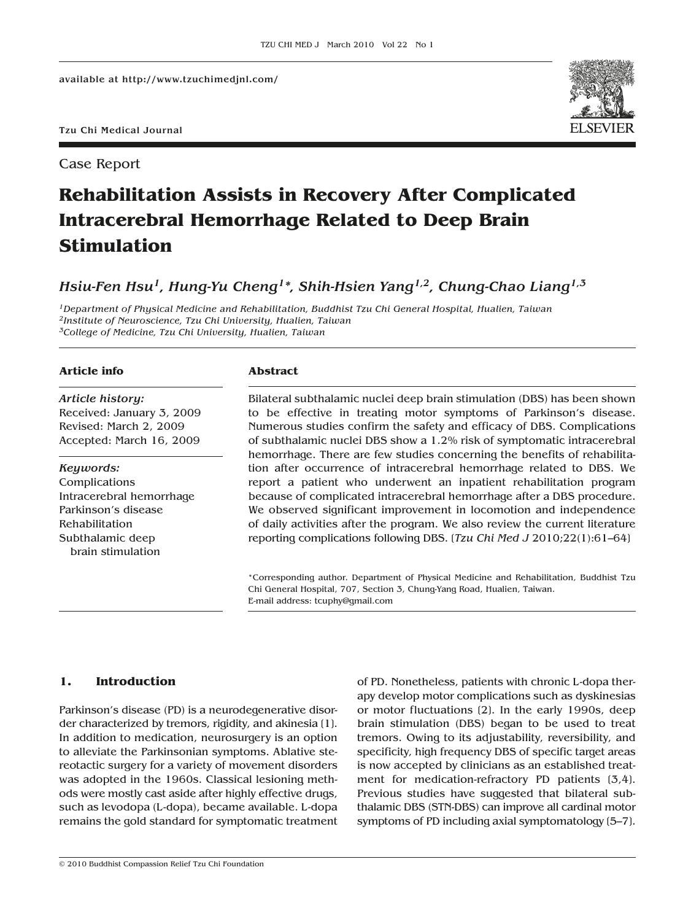Case Report

# Rehabilitation Assists in Recovery After Complicated Intracerebral Hemorrhage Related to Deep Brain Stimulation

*Hsiu-Fen Hsu[1], Hung-Yu Cheng[1]*, Shih-Hsien Yang[1,2], Chung-Chao Liang[1,3]*

[1]*Department of Physical Medicine and Rehabilitation, Buddhist Tzu Chi General Hospital, Hualien, Taiwan*
[2]*Institute of Neuroscience, Tzu Chi University, Hualien, Taiwan*
[3]*College of Medicine, Tzu Chi University, Hualien, Taiwan*

**Article info**

*Article history:*
Received: January 3, 2009
Revised: March 2, 2009
Accepted: March 16, 2009

*Keywords:*
Complications
Intracerebral hemorrhage
Parkinson's disease
Rehabilitation
Subthalamic deep brain stimulation

**Abstract**

Bilateral subthalamic nuclei deep brain stimulation (DBS) has been shown to be effective in treating motor symptoms of Parkinson's disease. Numerous studies confirm the safety and efficacy of DBS. Complications of subthalamic nuclei DBS show a 1.2% risk of symptomatic intracerebral hemorrhage. There are few studies concerning the benefits of rehabilitation after occurrence of intracerebral hemorrhage related to DBS. We report a patient who underwent an inpatient rehabilitation program because of complicated intracerebral hemorrhage after a DBS procedure. We observed significant improvement in locomotion and independence of daily activities after the program. We also review the current literature reporting complications following DBS. [*Tzu Chi Med J* 2010;22(1):61–64]

*Corresponding author. Department of Physical Medicine and Rehabilitation, Buddhist Tzu Chi General Hospital, 707, Section 3, Chung-Yang Road, Hualien, Taiwan.
E-mail address: tcuphy@gmail.com

## 1. Introduction

Parkinson's disease (PD) is a neurodegenerative disorder characterized by tremors, rigidity, and akinesia [1]. In addition to medication, neurosurgery is an option to alleviate the Parkinsonian symptoms. Ablative stereotactic surgery for a variety of movement disorders was adopted in the 1960s. Classical lesioning methods were mostly cast aside after highly effective drugs, such as levodopa (L-dopa), became available. L-dopa remains the gold standard for symptomatic treatment of PD. Nonetheless, patients with chronic L-dopa therapy develop motor complications such as dyskinesias or motor fluctuations [2]. In the early 1990s, deep brain stimulation (DBS) began to be used to treat tremors. Owing to its adjustability, reversibility, and specificity, high frequency DBS of specific target areas is now accepted by clinicians as an established treatment for medication-refractory PD patients [3,4]. Previous studies have suggested that bilateral subthalamic DBS (STN-DBS) can improve all cardinal motor symptoms of PD including axial symptomatology [5–7].

© 2010 Buddhist Compassion Relief Tzu Chi Foundation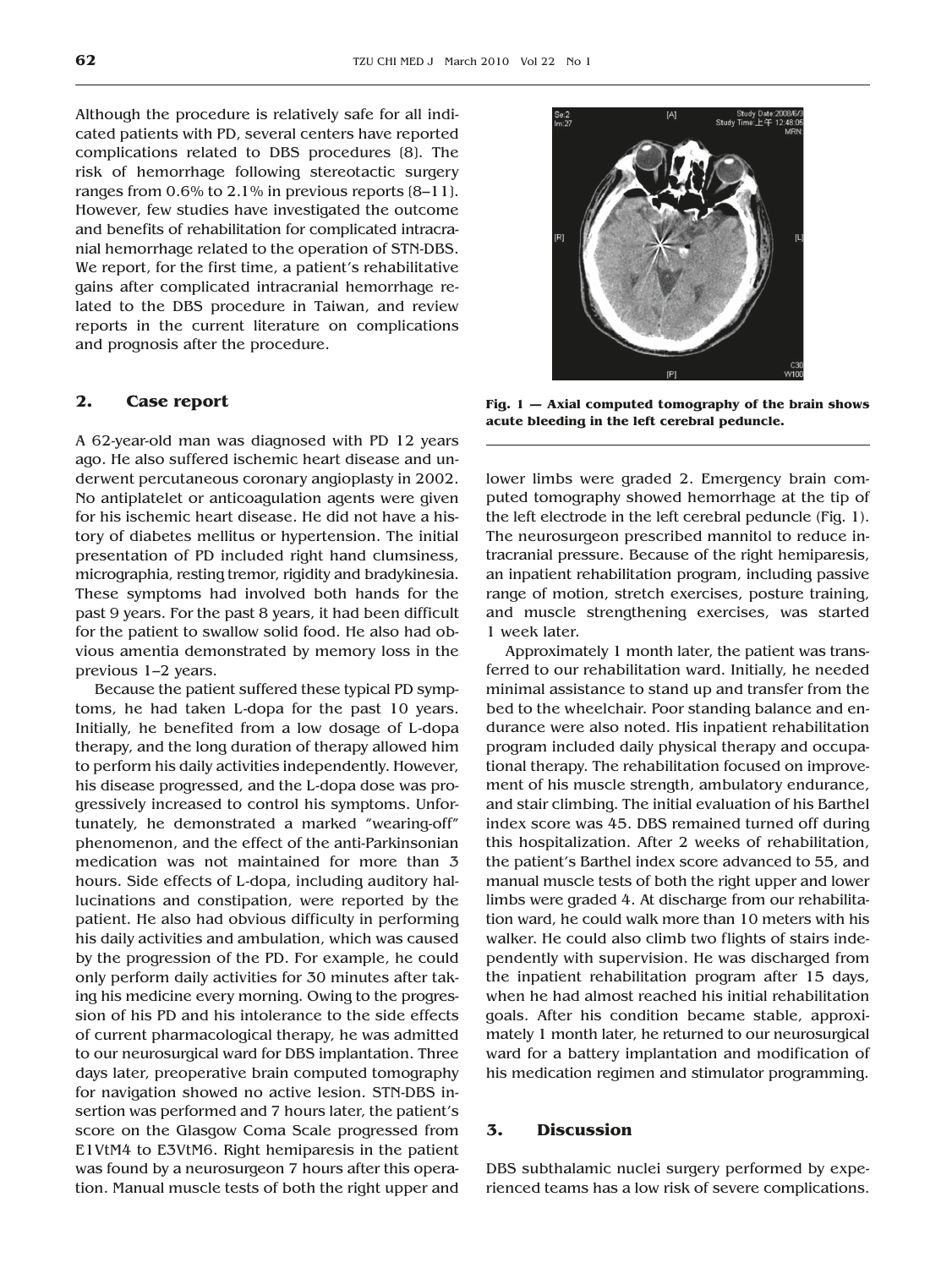Although the procedure is relatively safe for all indicated patients with PD, several centers have reported complications related to DBS procedures [8]. The risk of hemorrhage following stereotactic surgery ranges from 0.6% to 2.1% in previous reports [8–11]. However, few studies have investigated the outcome and benefits of rehabilitation for complicated intracranial hemorrhage related to the operation of STN-DBS. We report, for the first time, a patient's rehabilitative gains after complicated intracranial hemorrhage related to the DBS procedure in Taiwan, and review reports in the current literature on complications and prognosis after the procedure.

## 2. Case report

A 62-year-old man was diagnosed with PD 12 years ago. He also suffered ischemic heart disease and underwent percutaneous coronary angioplasty in 2002. No antiplatelet or anticoagulation agents were given for his ischemic heart disease. He did not have a history of diabetes mellitus or hypertension. The initial presentation of PD included right hand clumsiness, micrographia, resting tremor, rigidity and bradykinesia. These symptoms had involved both hands for the past 9 years. For the past 8 years, it had been difficult for the patient to swallow solid food. He also had obvious amentia demonstrated by memory loss in the previous 1–2 years.

Because the patient suffered these typical PD symptoms, he had taken L-dopa for the past 10 years. Initially, he benefited from a low dosage of L-dopa therapy, and the long duration of therapy allowed him to perform his daily activities independently. However, his disease progressed, and the L-dopa dose was progressively increased to control his symptoms. Unfortunately, he demonstrated a marked "wearing-off" phenomenon, and the effect of the anti-Parkinsonian medication was not maintained for more than 3 hours. Side effects of L-dopa, including auditory hallucinations and constipation, were reported by the patient. He also had obvious difficulty in performing his daily activities and ambulation, which was caused by the progression of the PD. For example, he could only perform daily activities for 30 minutes after taking his medicine every morning. Owing to the progression of his PD and his intolerance to the side effects of current pharmacological therapy, he was admitted to our neurosurgical ward for DBS implantation. Three days later, preoperative brain computed tomography for navigation showed no active lesion. STN-DBS insertion was performed and 7 hours later, the patient's score on the Glasgow Coma Scale progressed from E1VtM4 to E3VtM6. Right hemiparesis in the patient was found by a neurosurgeon 7 hours after this operation. Manual muscle tests of both the right upper and lower limbs were graded 2. Emergency brain computed tomography showed hemorrhage at the tip of the left electrode in the left cerebral peduncle (Fig. 1). The neurosurgeon prescribed mannitol to reduce intracranial pressure. Because of the right hemiparesis, an inpatient rehabilitation program, including passive range of motion, stretch exercises, posture training, and muscle strengthening exercises, was started 1 week later.

**Fig. 1 — Axial computed tomography of the brain shows acute bleeding in the left cerebral peduncle.**

Approximately 1 month later, the patient was transferred to our rehabilitation ward. Initially, he needed minimal assistance to stand up and transfer from the bed to the wheelchair. Poor standing balance and endurance were also noted. His inpatient rehabilitation program included daily physical therapy and occupational therapy. The rehabilitation focused on improvement of his muscle strength, ambulatory endurance, and stair climbing. The initial evaluation of his Barthel index score was 45. DBS remained turned off during this hospitalization. After 2 weeks of rehabilitation, the patient's Barthel index score advanced to 55, and manual muscle tests of both the right upper and lower limbs were graded 4. At discharge from our rehabilitation ward, he could walk more than 10 meters with his walker. He could also climb two flights of stairs independently with supervision. He was discharged from the inpatient rehabilitation program after 15 days, when he had almost reached his initial rehabilitation goals. After his condition became stable, approximately 1 month later, he returned to our neurosurgical ward for a battery implantation and modification of his medication regimen and stimulator programming.

## 3. Discussion

DBS subthalamic nuclei surgery performed by experienced teams has a low risk of severe complications.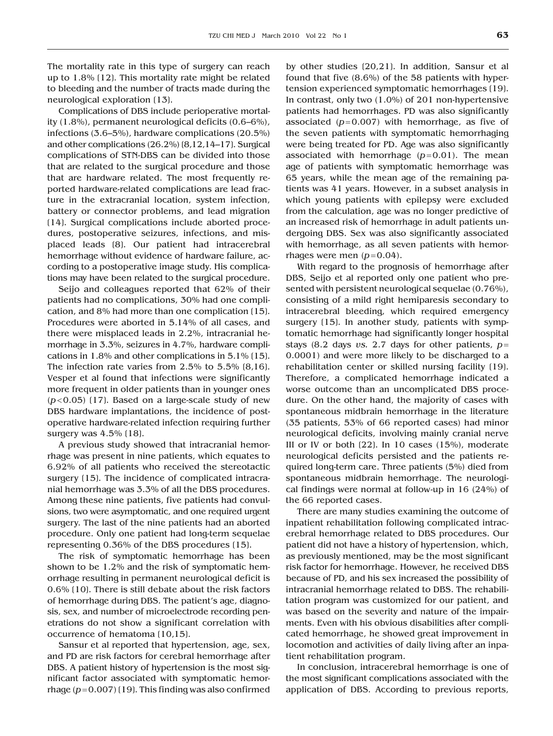The mortality rate in this type of surgery can reach up to 1.8% [12]. This mortality rate might be related to bleeding and the number of tracts made during the neurological exploration [13].

Complications of DBS include perioperative mortality (1.8%), permanent neurological deficits (0.6–6%), infections (3.6–5%), hardware complications (20.5%) and other complications (26.2%) [8,12,14–17]. Surgical complications of STN-DBS can be divided into those that are related to the surgical procedure and those that are hardware related. The most frequently reported hardware-related complications are lead fracture in the extracranial location, system infection, battery or connector problems, and lead migration [14]. Surgical complications include aborted procedures, postoperative seizures, infections, and misplaced leads [8]. Our patient had intracerebral hemorrhage without evidence of hardware failure, according to a postoperative image study. His complications may have been related to the surgical procedure.

Seijo and colleagues reported that 62% of their patients had no complications, 30% had one complication, and 8% had more than one complication [15]. Procedures were aborted in 5.14% of all cases, and there were misplaced leads in 2.2%, intracranial hemorrhage in 3.3%, seizures in 4.7%, hardware complications in 1.8% and other complications in 5.1% [15]. The infection rate varies from 2.5% to 5.5% [8,16]. Vesper et al found that infections were significantly more frequent in older patients than in younger ones ($p<0.05$) [17]. Based on a large-scale study of new DBS hardware implantations, the incidence of postoperative hardware-related infection requiring further surgery was 4.5% [18].

A previous study showed that intracranial hemorrhage was present in nine patients, which equates to 6.92% of all patients who received the stereotactic surgery [15]. The incidence of complicated intracranial hemorrhage was 3.3% of all the DBS procedures. Among these nine patients, five patients had convulsions, two were asymptomatic, and one required urgent surgery. The last of the nine patients had an aborted procedure. Only one patient had long-term sequelae representing 0.36% of the DBS procedures [15].

The risk of symptomatic hemorrhage has been shown to be 1.2% and the risk of symptomatic hemorrhage resulting in permanent neurological deficit is 0.6% [10]. There is still debate about the risk factors of hemorrhage during DBS. The patient's age, diagnosis, sex, and number of microelectrode recording penetrations do not show a significant correlation with occurrence of hematoma [10,15].

Sansur et al reported that hypertension, age, sex, and PD are risk factors for cerebral hemorrhage after DBS. A patient history of hypertension is the most significant factor associated with symptomatic hemorrhage ($p=0.007$) [19]. This finding was also confirmed by other studies [20,21]. In addition, Sansur et al found that five (8.6%) of the 58 patients with hypertension experienced symptomatic hemorrhages [19]. In contrast, only two (1.0%) of 201 non-hypertensive patients had hemorrhages. PD was also significantly associated ($p=0.007$) with hemorrhage, as five of the seven patients with symptomatic hemorrhaging were being treated for PD. Age was also significantly associated with hemorrhage ($p=0.01$). The mean age of patients with symptomatic hemorrhage was 65 years, while the mean age of the remaining patients was 41 years. However, in a subset analysis in which young patients with epilepsy were excluded from the calculation, age was no longer predictive of an increased risk of hemorrhage in adult patients undergoing DBS. Sex was also significantly associated with hemorrhage, as all seven patients with hemorrhages were men ($p=0.04$).

With regard to the prognosis of hemorrhage after DBS, Seijo et al reported only one patient who presented with persistent neurological sequelae (0.76%), consisting of a mild right hemiparesis secondary to intracerebral bleeding, which required emergency surgery [15]. In another study, patients with symptomatic hemorrhage had significantly longer hospital stays (8.2 days *vs.* 2.7 days for other patients, $p=0.0001$) and were more likely to be discharged to a rehabilitation center or skilled nursing facility [19]. Therefore, a complicated hemorrhage indicated a worse outcome than an uncomplicated DBS procedure. On the other hand, the majority of cases with spontaneous midbrain hemorrhage in the literature (35 patients, 53% of 66 reported cases) had minor neurological deficits, involving mainly cranial nerve III or IV or both [22]. In 10 cases (15%), moderate neurological deficits persisted and the patients required long-term care. Three patients (5%) died from spontaneous midbrain hemorrhage. The neurological findings were normal at follow-up in 16 (24%) of the 66 reported cases.

There are many studies examining the outcome of inpatient rehabilitation following complicated intracerebral hemorrhage related to DBS procedures. Our patient did not have a history of hypertension, which, as previously mentioned, may be the most significant risk factor for hemorrhage. However, he received DBS because of PD, and his sex increased the possibility of intracranial hemorrhage related to DBS. The rehabilitation program was customized for our patient, and was based on the severity and nature of the impairments. Even with his obvious disabilities after complicated hemorrhage, he showed great improvement in locomotion and activities of daily living after an inpatient rehabilitation program.

In conclusion, intracerebral hemorrhage is one of the most significant complications associated with the application of DBS. According to previous reports,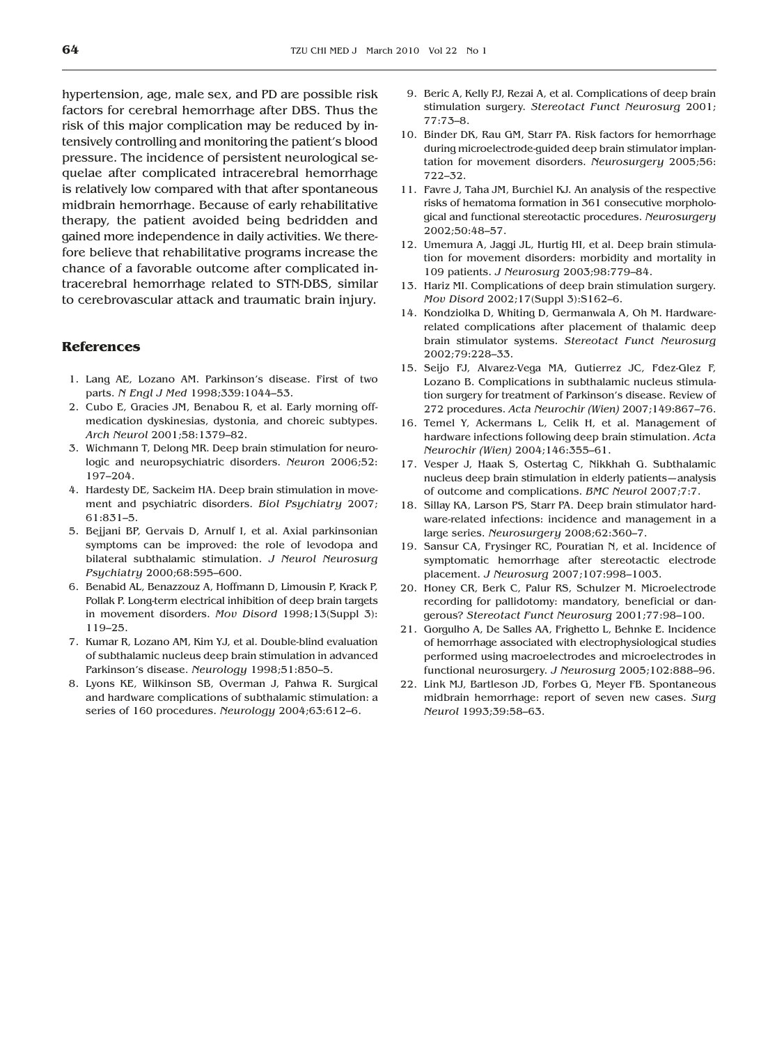hypertension, age, male sex, and PD are possible risk factors for cerebral hemorrhage after DBS. Thus the risk of this major complication may be reduced by intensively controlling and monitoring the patient's blood pressure. The incidence of persistent neurological sequelae after complicated intracerebral hemorrhage is relatively low compared with that after spontaneous midbrain hemorrhage. Because of early rehabilitative therapy, the patient avoided being bedridden and gained more independence in daily activities. We therefore believe that rehabilitative programs increase the chance of a favorable outcome after complicated intracerebral hemorrhage related to STN-DBS, similar to cerebrovascular attack and traumatic brain injury.

## References

1. Lang AE, Lozano AM. Parkinson's disease. First of two parts. *N Engl J Med* 1998;339:1044–53.
2. Cubo E, Gracies JM, Benabou R, et al. Early morning off-medication dyskinesias, dystonia, and choreic subtypes. *Arch Neurol* 2001;58:1379–82.
3. Wichmann T, Delong MR. Deep brain stimulation for neurologic and neuropsychiatric disorders. *Neuron* 2006;52: 197–204.
4. Hardesty DE, Sackeim HA. Deep brain stimulation in movement and psychiatric disorders. *Biol Psychiatry* 2007; 61:831–5.
5. Bejjani BP, Gervais D, Arnulf I, et al. Axial parkinsonian symptoms can be improved: the role of levodopa and bilateral subthalamic stimulation. *J Neurol Neurosurg Psychiatry* 2000;68:595–600.
6. Benabid AL, Benazzouz A, Hoffmann D, Limousin P, Krack P, Pollak P. Long-term electrical inhibition of deep brain targets in movement disorders. *Mov Disord* 1998;13(Suppl 3): 119–25.
7. Kumar R, Lozano AM, Kim YJ, et al. Double-blind evaluation of subthalamic nucleus deep brain stimulation in advanced Parkinson's disease. *Neurology* 1998;51:850–5.
8. Lyons KE, Wilkinson SB, Overman J, Pahwa R. Surgical and hardware complications of subthalamic stimulation: a series of 160 procedures. *Neurology* 2004;63:612–6.
9. Beric A, Kelly PJ, Rezai A, et al. Complications of deep brain stimulation surgery. *Stereotact Funct Neurosurg* 2001; 77:73–8.
10. Binder DK, Rau GM, Starr PA. Risk factors for hemorrhage during microelectrode-guided deep brain stimulator implantation for movement disorders. *Neurosurgery* 2005;56: 722–32.
11. Favre J, Taha JM, Burchiel KJ. An analysis of the respective risks of hematoma formation in 361 consecutive morphological and functional stereotactic procedures. *Neurosurgery* 2002;50:48–57.
12. Umemura A, Jaggi JL, Hurtig HI, et al. Deep brain stimulation for movement disorders: morbidity and mortality in 109 patients. *J Neurosurg* 2003;98:779–84.
13. Hariz MI. Complications of deep brain stimulation surgery. *Mov Disord* 2002;17(Suppl 3):S162–6.
14. Kondziolka D, Whiting D, Germanwala A, Oh M. Hardware-related complications after placement of thalamic deep brain stimulator systems. *Stereotact Funct Neurosurg* 2002;79:228–33.
15. Seijo FJ, Alvarez-Vega MA, Gutierrez JC, Fdez-Glez F, Lozano B. Complications in subthalamic nucleus stimulation surgery for treatment of Parkinson's disease. Review of 272 procedures. *Acta Neurochir (Wien)* 2007;149:867–76.
16. Temel Y, Ackermans L, Celik H, et al. Management of hardware infections following deep brain stimulation. *Acta Neurochir (Wien)* 2004;146:355–61.
17. Vesper J, Haak S, Ostertag C, Nikkhah G. Subthalamic nucleus deep brain stimulation in elderly patients—analysis of outcome and complications. *BMC Neurol* 2007;7:7.
18. Sillay KA, Larson PS, Starr PA. Deep brain stimulator hardware-related infections: incidence and management in a large series. *Neurosurgery* 2008;62:360–7.
19. Sansur CA, Frysinger RC, Pouratian N, et al. Incidence of symptomatic hemorrhage after stereotactic electrode placement. *J Neurosurg* 2007;107:998–1003.
20. Honey CR, Berk C, Palur RS, Schulzer M. Microelectrode recording for pallidotomy: mandatory, beneficial or dangerous? *Stereotact Funct Neurosurg* 2001;77:98–100.
21. Gorgulho A, De Salles AA, Frighetto L, Behnke E. Incidence of hemorrhage associated with electrophysiological studies performed using macroelectrodes and microelectrodes in functional neurosurgery. *J Neurosurg* 2005;102:888–96.
22. Link MJ, Bartleson JD, Forbes G, Meyer FB. Spontaneous midbrain hemorrhage: report of seven new cases. *Surg Neurol* 1993;39:58–63.